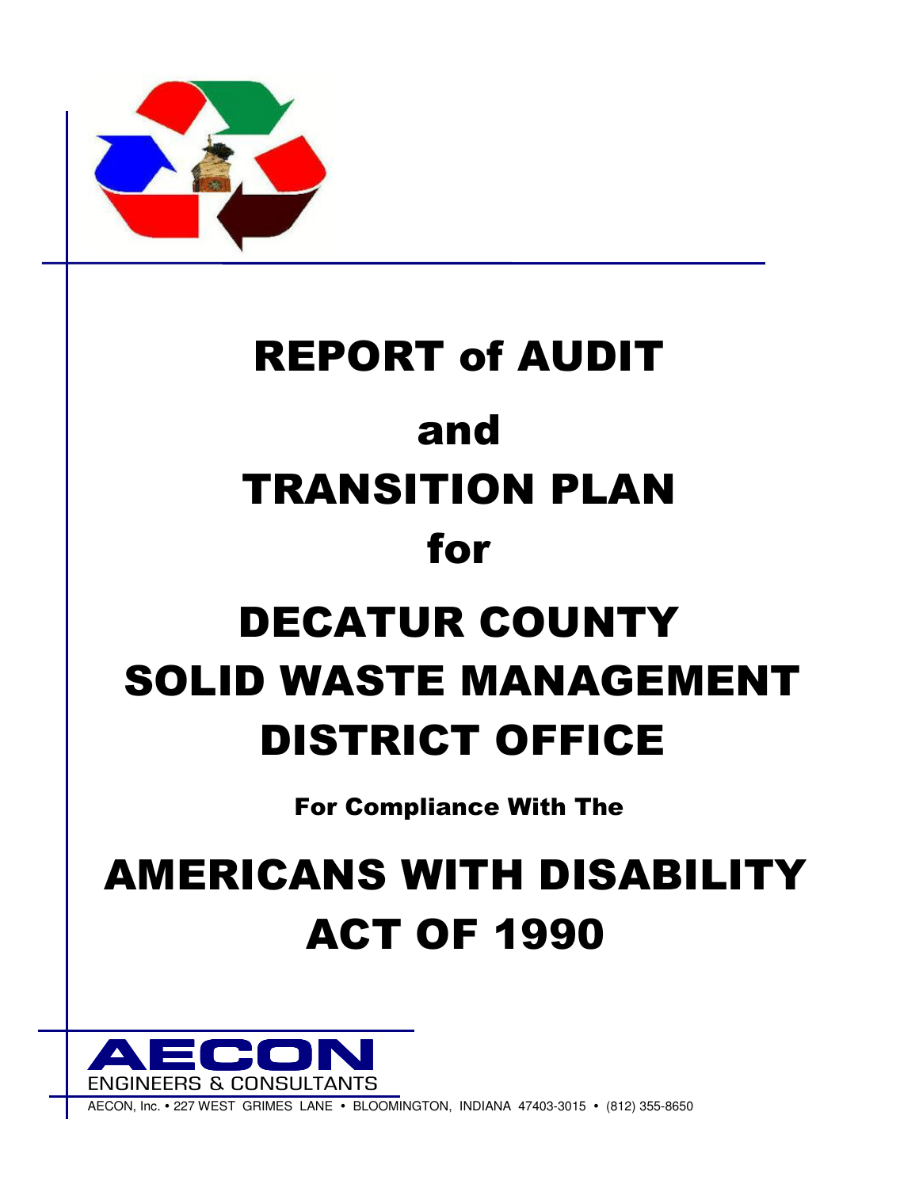# REPORT of AUDIT

# and

# TRANSITION PLAN

# for

# DECATUR COUNTY SOLID WASTE MANAGEMENT DISTRICT OFFICE

**For Compliance With The**

# AMERICANS WITH DISABILITY ACT OF 1990

AECON
ENGINEERS & CONSULTANTS

AECON, Inc. • 227 WEST GRIMES LANE • BLOOMINGTON, INDIANA 47403-3015 • (812) 355-8650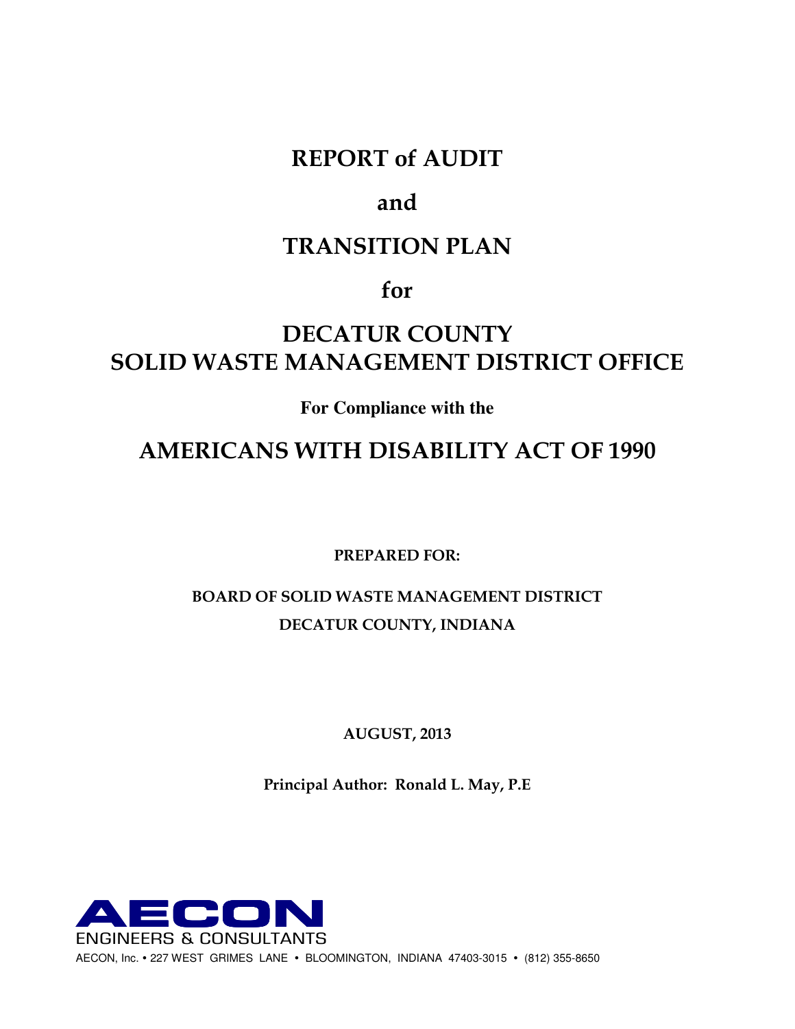# REPORT of AUDIT

# and

# TRANSITION PLAN

# for

# DECATUR COUNTY
# SOLID WASTE MANAGEMENT DISTRICT OFFICE

**For Compliance with the**

# AMERICANS WITH DISABILITY ACT OF 1990

**PREPARED FOR:**

**BOARD OF SOLID WASTE MANAGEMENT DISTRICT**
**DECATUR COUNTY, INDIANA**

**AUGUST, 2013**

**Principal Author: Ronald L. May, P.E**

AECON
ENGINEERS & CONSULTANTS
AECON, Inc. • 227 WEST GRIMES LANE • BLOOMINGTON, INDIANA 47403-3015 • (812) 355-8650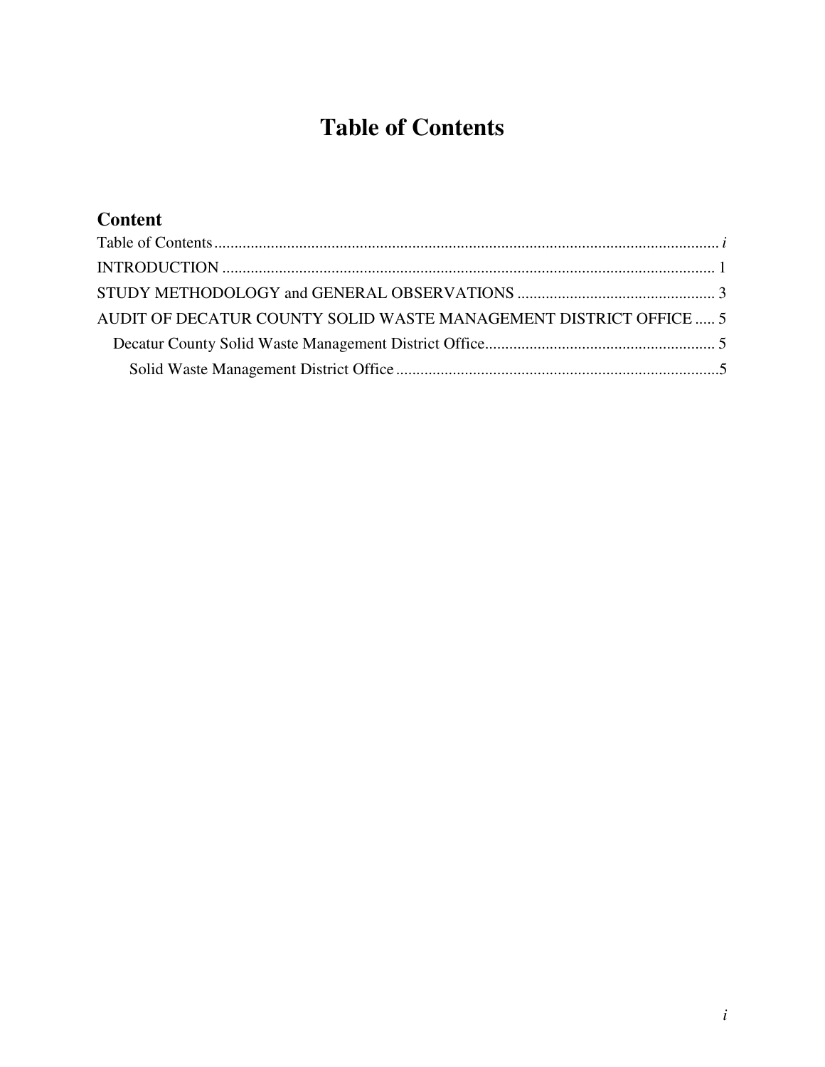# Table of Contents

## Content

Table of Contents ............................................................ *i*

INTRODUCTION ............................................................ 1

STUDY METHODOLOGY and GENERAL OBSERVATIONS ............................................................ 3

AUDIT OF DECATUR COUNTY SOLID WASTE MANAGEMENT DISTRICT OFFICE ..... 5

- Decatur County Solid Waste Management District Office ............................................................ 5
  - Solid Waste Management District Office ............................................................ 5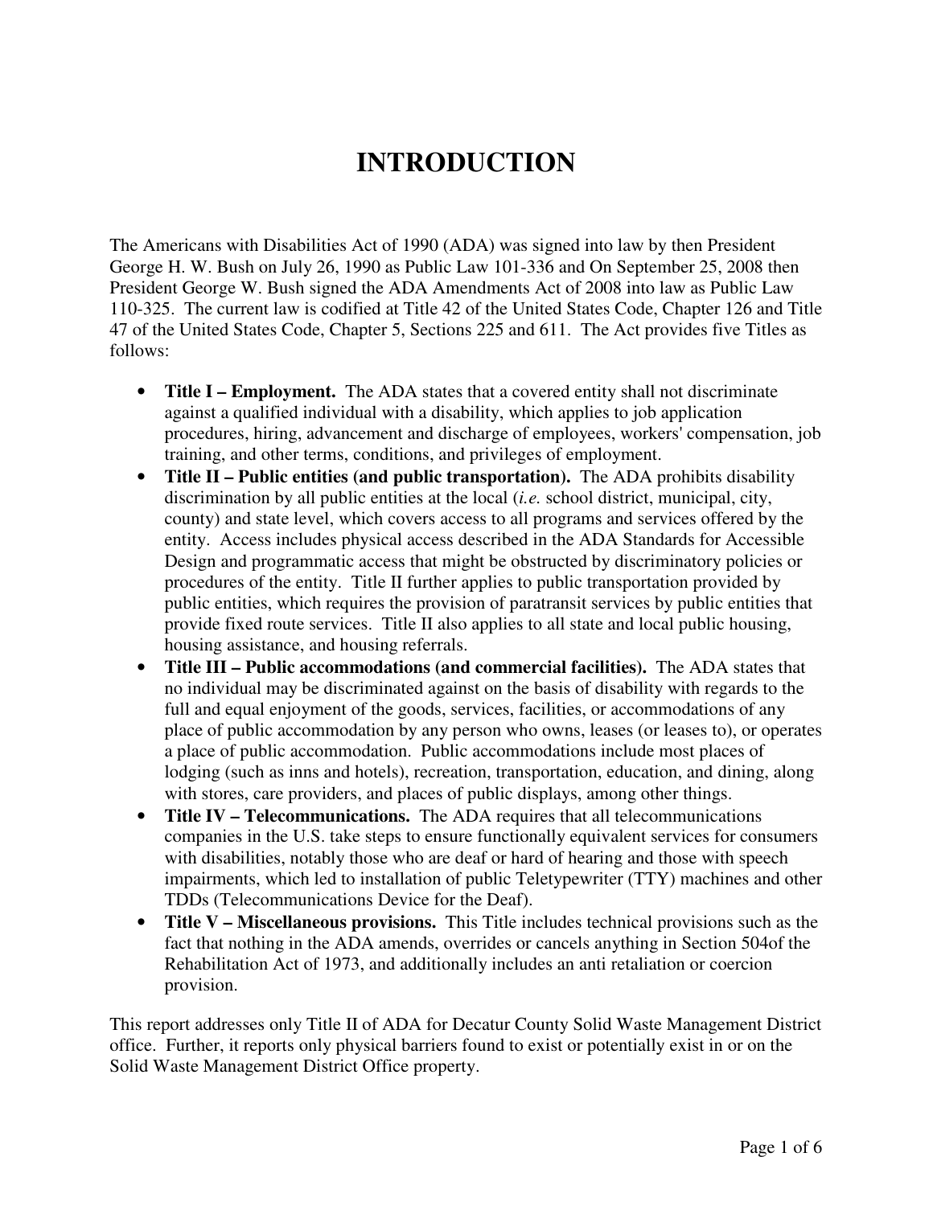# INTRODUCTION

The Americans with Disabilities Act of 1990 (ADA) was signed into law by then President George H. W. Bush on July 26, 1990 as Public Law 101-336 and On September 25, 2008 then President George W. Bush signed the ADA Amendments Act of 2008 into law as Public Law 110-325. The current law is codified at Title 42 of the United States Code, Chapter 126 and Title 47 of the United States Code, Chapter 5, Sections 225 and 611. The Act provides five Titles as follows:

- **Title I – Employment.** The ADA states that a covered entity shall not discriminate against a qualified individual with a disability, which applies to job application procedures, hiring, advancement and discharge of employees, workers' compensation, job training, and other terms, conditions, and privileges of employment.
- **Title II – Public entities (and public transportation).** The ADA prohibits disability discrimination by all public entities at the local (*i.e.* school district, municipal, city, county) and state level, which covers access to all programs and services offered by the entity. Access includes physical access described in the ADA Standards for Accessible Design and programmatic access that might be obstructed by discriminatory policies or procedures of the entity. Title II further applies to public transportation provided by public entities, which requires the provision of paratransit services by public entities that provide fixed route services. Title II also applies to all state and local public housing, housing assistance, and housing referrals.
- **Title III – Public accommodations (and commercial facilities).** The ADA states that no individual may be discriminated against on the basis of disability with regards to the full and equal enjoyment of the goods, services, facilities, or accommodations of any place of public accommodation by any person who owns, leases (or leases to), or operates a place of public accommodation. Public accommodations include most places of lodging (such as inns and hotels), recreation, transportation, education, and dining, along with stores, care providers, and places of public displays, among other things.
- **Title IV – Telecommunications.** The ADA requires that all telecommunications companies in the U.S. take steps to ensure functionally equivalent services for consumers with disabilities, notably those who are deaf or hard of hearing and those with speech impairments, which led to installation of public Teletypewriter (TTY) machines and other TDDs (Telecommunications Device for the Deaf).
- **Title V – Miscellaneous provisions.** This Title includes technical provisions such as the fact that nothing in the ADA amends, overrides or cancels anything in Section 504of the Rehabilitation Act of 1973, and additionally includes an anti retaliation or coercion provision.

This report addresses only Title II of ADA for Decatur County Solid Waste Management District office. Further, it reports only physical barriers found to exist or potentially exist in or on the Solid Waste Management District Office property.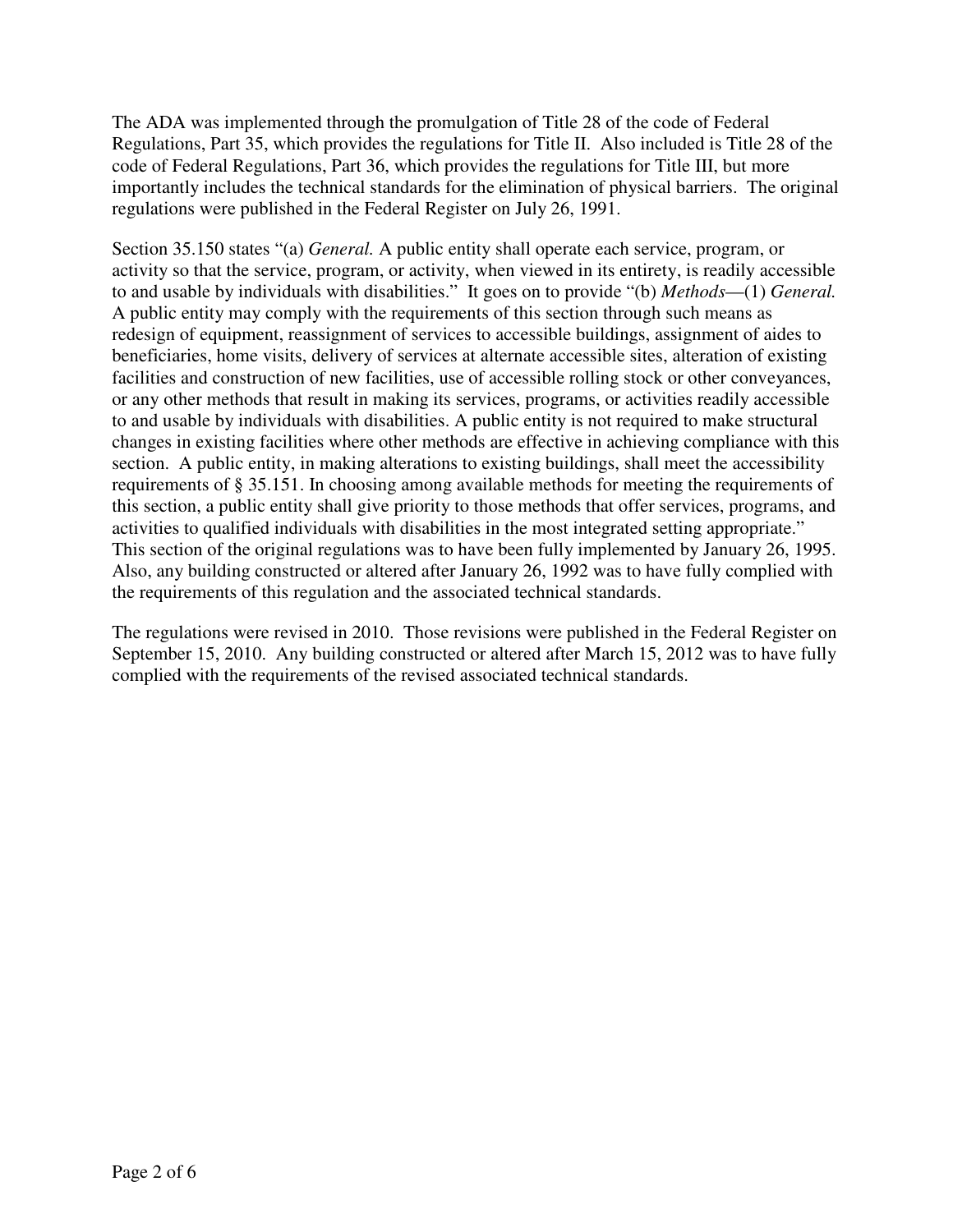The ADA was implemented through the promulgation of Title 28 of the code of Federal Regulations, Part 35, which provides the regulations for Title II. Also included is Title 28 of the code of Federal Regulations, Part 36, which provides the regulations for Title III, but more importantly includes the technical standards for the elimination of physical barriers. The original regulations were published in the Federal Register on July 26, 1991.

Section 35.150 states "(a) *General.* A public entity shall operate each service, program, or activity so that the service, program, or activity, when viewed in its entirety, is readily accessible to and usable by individuals with disabilities." It goes on to provide "(b) *Methods*—(1) *General.* A public entity may comply with the requirements of this section through such means as redesign of equipment, reassignment of services to accessible buildings, assignment of aides to beneficiaries, home visits, delivery of services at alternate accessible sites, alteration of existing facilities and construction of new facilities, use of accessible rolling stock or other conveyances, or any other methods that result in making its services, programs, or activities readily accessible to and usable by individuals with disabilities. A public entity is not required to make structural changes in existing facilities where other methods are effective in achieving compliance with this section. A public entity, in making alterations to existing buildings, shall meet the accessibility requirements of § 35.151. In choosing among available methods for meeting the requirements of this section, a public entity shall give priority to those methods that offer services, programs, and activities to qualified individuals with disabilities in the most integrated setting appropriate." This section of the original regulations was to have been fully implemented by January 26, 1995. Also, any building constructed or altered after January 26, 1992 was to have fully complied with the requirements of this regulation and the associated technical standards.

The regulations were revised in 2010. Those revisions were published in the Federal Register on September 15, 2010. Any building constructed or altered after March 15, 2012 was to have fully complied with the requirements of the revised associated technical standards.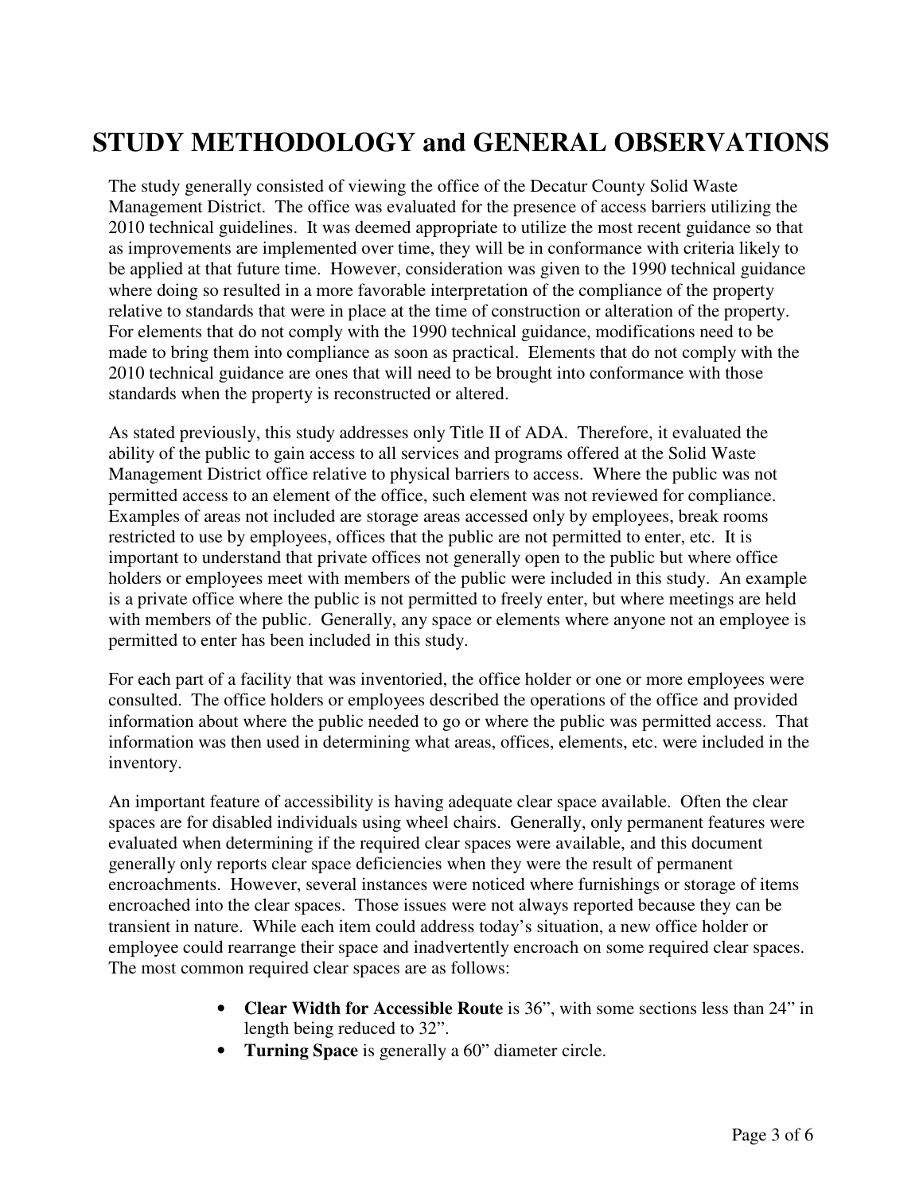# STUDY METHODOLOGY and GENERAL OBSERVATIONS

The study generally consisted of viewing the office of the Decatur County Solid Waste Management District. The office was evaluated for the presence of access barriers utilizing the 2010 technical guidelines. It was deemed appropriate to utilize the most recent guidance so that as improvements are implemented over time, they will be in conformance with criteria likely to be applied at that future time. However, consideration was given to the 1990 technical guidance where doing so resulted in a more favorable interpretation of the compliance of the property relative to standards that were in place at the time of construction or alteration of the property. For elements that do not comply with the 1990 technical guidance, modifications need to be made to bring them into compliance as soon as practical. Elements that do not comply with the 2010 technical guidance are ones that will need to be brought into conformance with those standards when the property is reconstructed or altered.

As stated previously, this study addresses only Title II of ADA. Therefore, it evaluated the ability of the public to gain access to all services and programs offered at the Solid Waste Management District office relative to physical barriers to access. Where the public was not permitted access to an element of the office, such element was not reviewed for compliance. Examples of areas not included are storage areas accessed only by employees, break rooms restricted to use by employees, offices that the public are not permitted to enter, etc. It is important to understand that private offices not generally open to the public but where office holders or employees meet with members of the public were included in this study. An example is a private office where the public is not permitted to freely enter, but where meetings are held with members of the public. Generally, any space or elements where anyone not an employee is permitted to enter has been included in this study.

For each part of a facility that was inventoried, the office holder or one or more employees were consulted. The office holders or employees described the operations of the office and provided information about where the public needed to go or where the public was permitted access. That information was then used in determining what areas, offices, elements, etc. were included in the inventory.

An important feature of accessibility is having adequate clear space available. Often the clear spaces are for disabled individuals using wheel chairs. Generally, only permanent features were evaluated when determining if the required clear spaces were available, and this document generally only reports clear space deficiencies when they were the result of permanent encroachments. However, several instances were noticed where furnishings or storage of items encroached into the clear spaces. Those issues were not always reported because they can be transient in nature. While each item could address today's situation, a new office holder or employee could rearrange their space and inadvertently encroach on some required clear spaces. The most common required clear spaces are as follows:

- **Clear Width for Accessible Route** is 36", with some sections less than 24" in length being reduced to 32".
- **Turning Space** is generally a 60" diameter circle.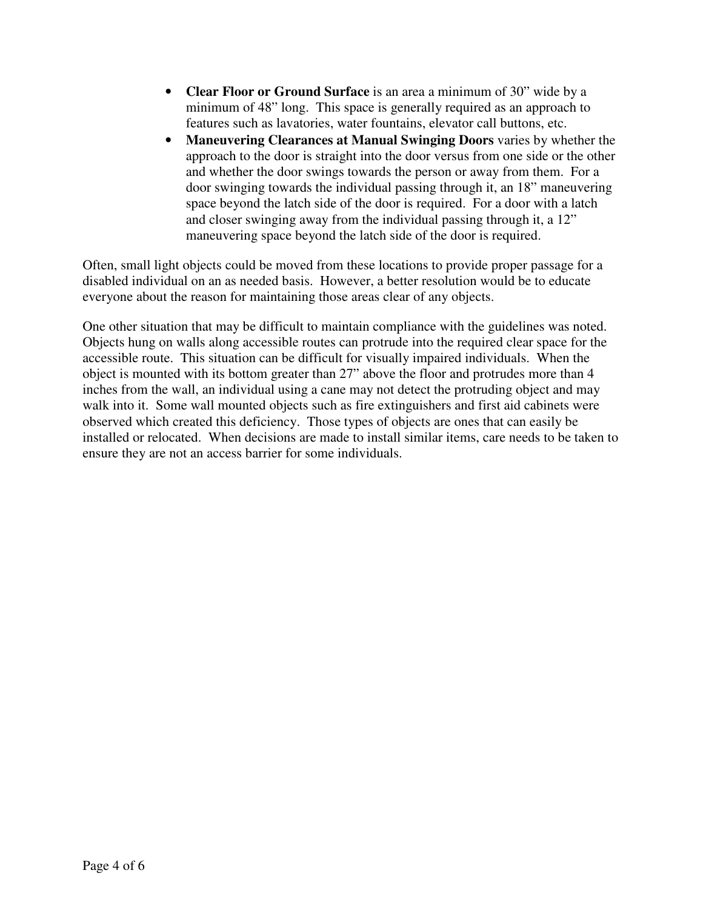- **Clear Floor or Ground Surface** is an area a minimum of 30” wide by a minimum of 48” long. This space is generally required as an approach to features such as lavatories, water fountains, elevator call buttons, etc.
- **Maneuvering Clearances at Manual Swinging Doors** varies by whether the approach to the door is straight into the door versus from one side or the other and whether the door swings towards the person or away from them. For a door swinging towards the individual passing through it, an 18” maneuvering space beyond the latch side of the door is required. For a door with a latch and closer swinging away from the individual passing through it, a 12” maneuvering space beyond the latch side of the door is required.

Often, small light objects could be moved from these locations to provide proper passage for a disabled individual on an as needed basis. However, a better resolution would be to educate everyone about the reason for maintaining those areas clear of any objects.

One other situation that may be difficult to maintain compliance with the guidelines was noted. Objects hung on walls along accessible routes can protrude into the required clear space for the accessible route. This situation can be difficult for visually impaired individuals. When the object is mounted with its bottom greater than 27” above the floor and protrudes more than 4 inches from the wall, an individual using a cane may not detect the protruding object and may walk into it. Some wall mounted objects such as fire extinguishers and first aid cabinets were observed which created this deficiency. Those types of objects are ones that can easily be installed or relocated. When decisions are made to install similar items, care needs to be taken to ensure they are not an access barrier for some individuals.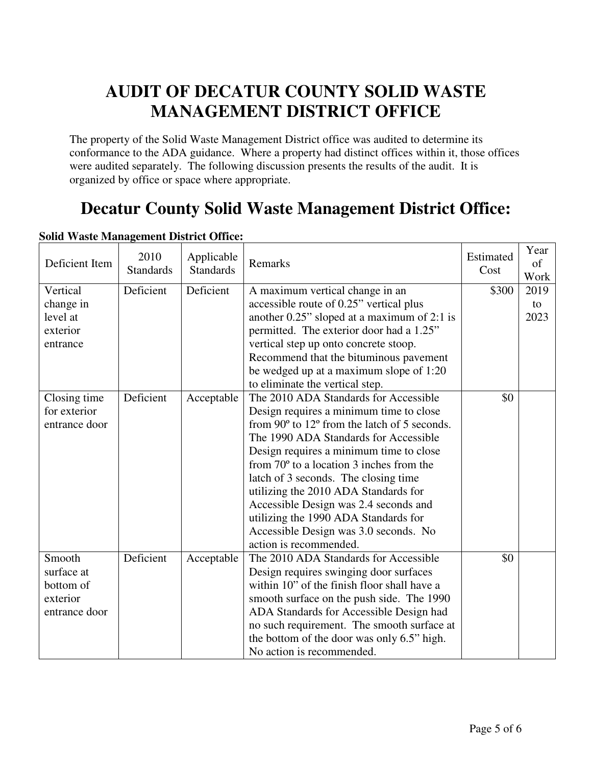# AUDIT OF DECATUR COUNTY SOLID WASTE MANAGEMENT DISTRICT OFFICE

The property of the Solid Waste Management District office was audited to determine its conformance to the ADA guidance. Where a property had distinct offices within it, those offices were audited separately. The following discussion presents the results of the audit. It is organized by office or space where appropriate.

# Decatur County Solid Waste Management District Office:

**Solid Waste Management District Office:**

| Deficient Item | 2010 Standards | Applicable Standards | Remarks | Estimated Cost | Year of Work |
|---|---|---|---|---|---|
| Vertical change in level at exterior entrance | Deficient | Deficient | A maximum vertical change in an accessible route of 0.25" vertical plus another 0.25" sloped at a maximum of 2:1 is permitted. The exterior door had a 1.25" vertical step up onto concrete stoop. Recommend that the bituminous pavement be wedged up at a maximum slope of 1:20 to eliminate the vertical step. | \$300 | 2019 to 2023 |
| Closing time for exterior entrance door | Deficient | Acceptable | The 2010 ADA Standards for Accessible Design requires a minimum time to close from 90º to 12º from the latch of 5 seconds. The 1990 ADA Standards for Accessible Design requires a minimum time to close from 70º to a location 3 inches from the latch of 3 seconds. The closing time utilizing the 2010 ADA Standards for Accessible Design was 2.4 seconds and utilizing the 1990 ADA Standards for Accessible Design was 3.0 seconds. No action is recommended. | \$0 | |
| Smooth surface at bottom of exterior entrance door | Deficient | Acceptable | The 2010 ADA Standards for Accessible Design requires swinging door surfaces within 10" of the finish floor shall have a smooth surface on the push side. The 1990 ADA Standards for Accessible Design had no such requirement. The smooth surface at the bottom of the door was only 6.5" high. No action is recommended. | \$0 | |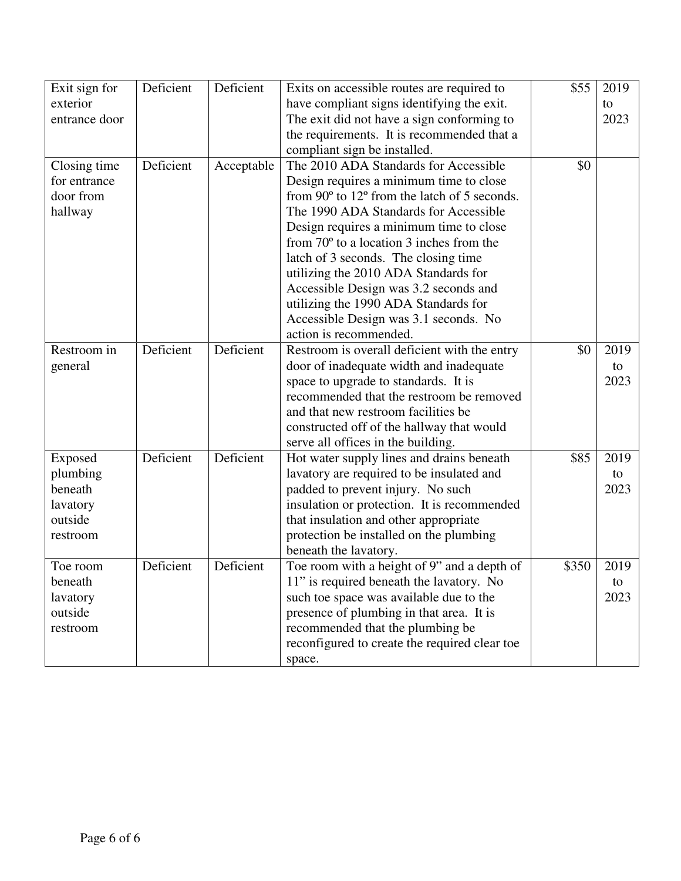| | | | | | |
|---|---|---|---|---|---|
| Exit sign for exterior entrance door | Deficient | Deficient | Exits on accessible routes are required to have compliant signs identifying the exit. The exit did not have a sign conforming to the requirements. It is recommended that a compliant sign be installed. | \$55 | 2019 to 2023 |
| Closing time for entrance door from hallway | Deficient | Acceptable | The 2010 ADA Standards for Accessible Design requires a minimum time to close from 90º to 12º from the latch of 5 seconds. The 1990 ADA Standards for Accessible Design requires a minimum time to close from 70º to a location 3 inches from the latch of 3 seconds. The closing time utilizing the 2010 ADA Standards for Accessible Design was 3.2 seconds and utilizing the 1990 ADA Standards for Accessible Design was 3.1 seconds. No action is recommended. | \$0 | |
| Restroom in general | Deficient | Deficient | Restroom is overall deficient with the entry door of inadequate width and inadequate space to upgrade to standards. It is recommended that the restroom be removed and that new restroom facilities be constructed off of the hallway that would serve all offices in the building. | \$0 | 2019 to 2023 |
| Exposed plumbing beneath lavatory outside restroom | Deficient | Deficient | Hot water supply lines and drains beneath lavatory are required to be insulated and padded to prevent injury. No such insulation or protection. It is recommended that insulation and other appropriate protection be installed on the plumbing beneath the lavatory. | \$85 | 2019 to 2023 |
| Toe room beneath lavatory outside restroom | Deficient | Deficient | Toe room with a height of 9" and a depth of 11" is required beneath the lavatory. No such toe space was available due to the presence of plumbing in that area. It is recommended that the plumbing be reconfigured to create the required clear toe space. | \$350 | 2019 to 2023 |